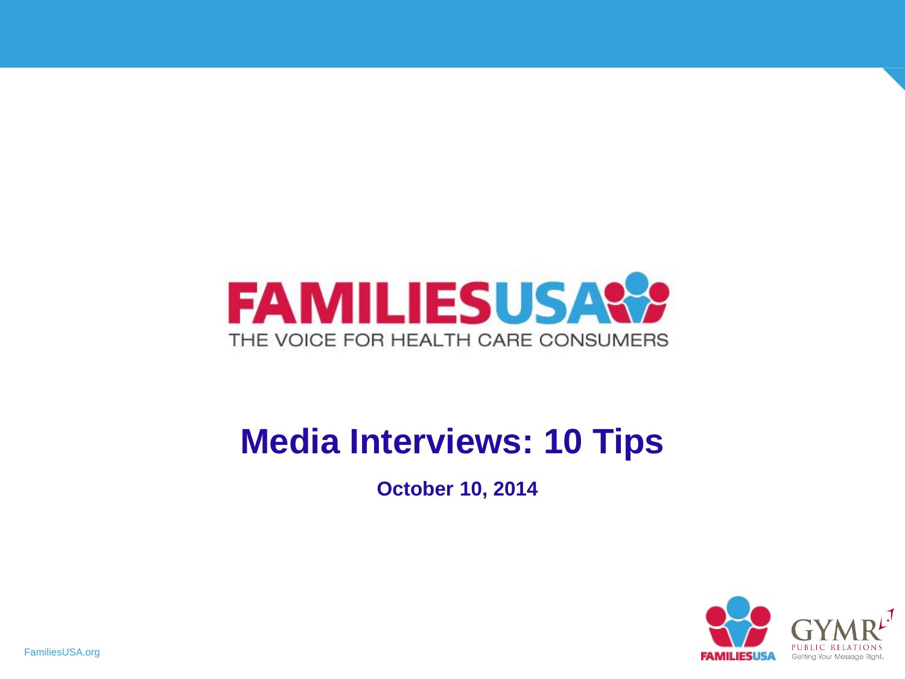FAMILIESUSA

THE VOICE FOR HEALTH CARE CONSUMERS

# Media Interviews: 10 Tips

**October 10, 2014**

FamiliesUSA.org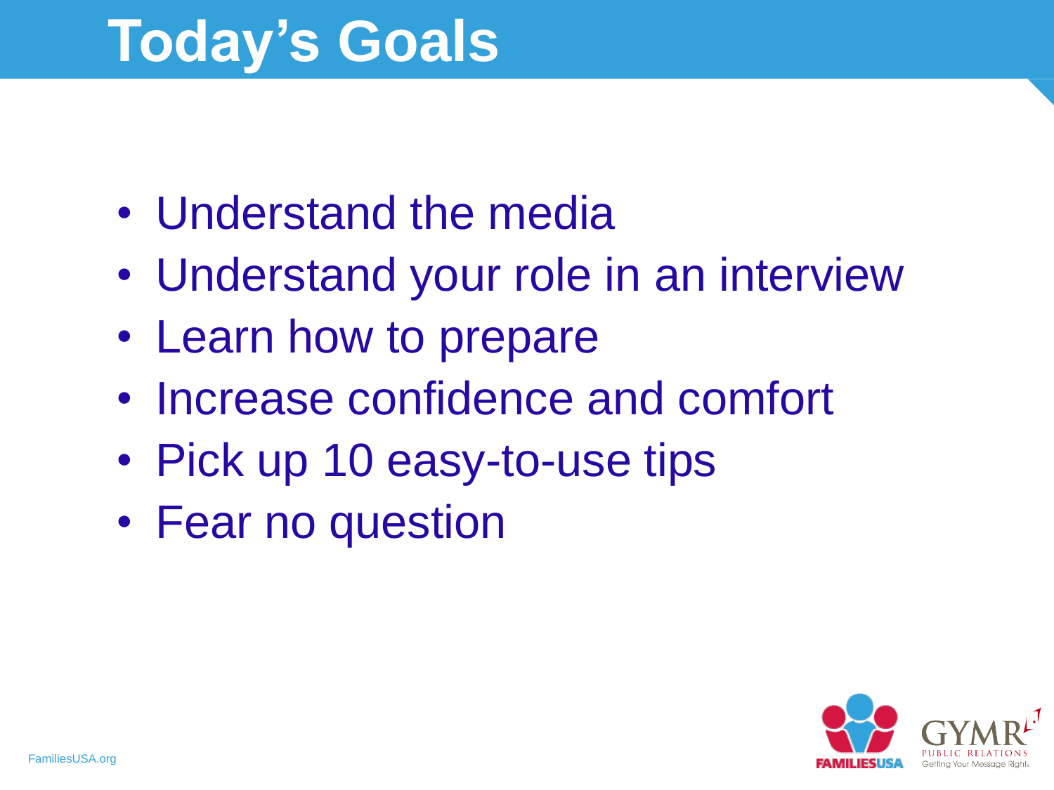# Today's Goals

- Understand the media
- Understand your role in an interview
- Learn how to prepare
- Increase confidence and comfort
- Pick up 10 easy-to-use tips
- Fear no question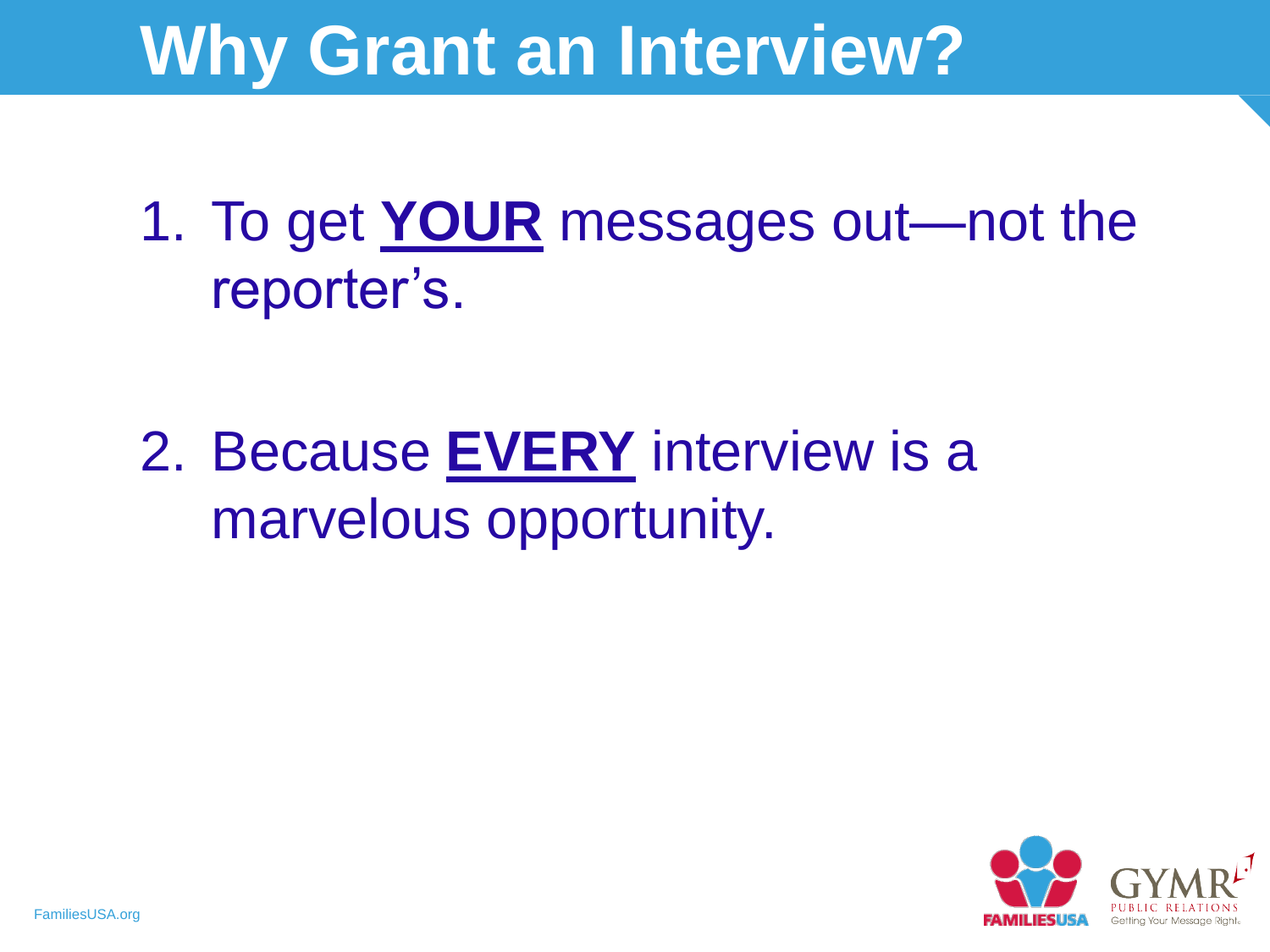# Why Grant an Interview?

1. To get **YOUR** messages out—not the reporter's.

2. Because **EVERY** interview is a marvelous opportunity.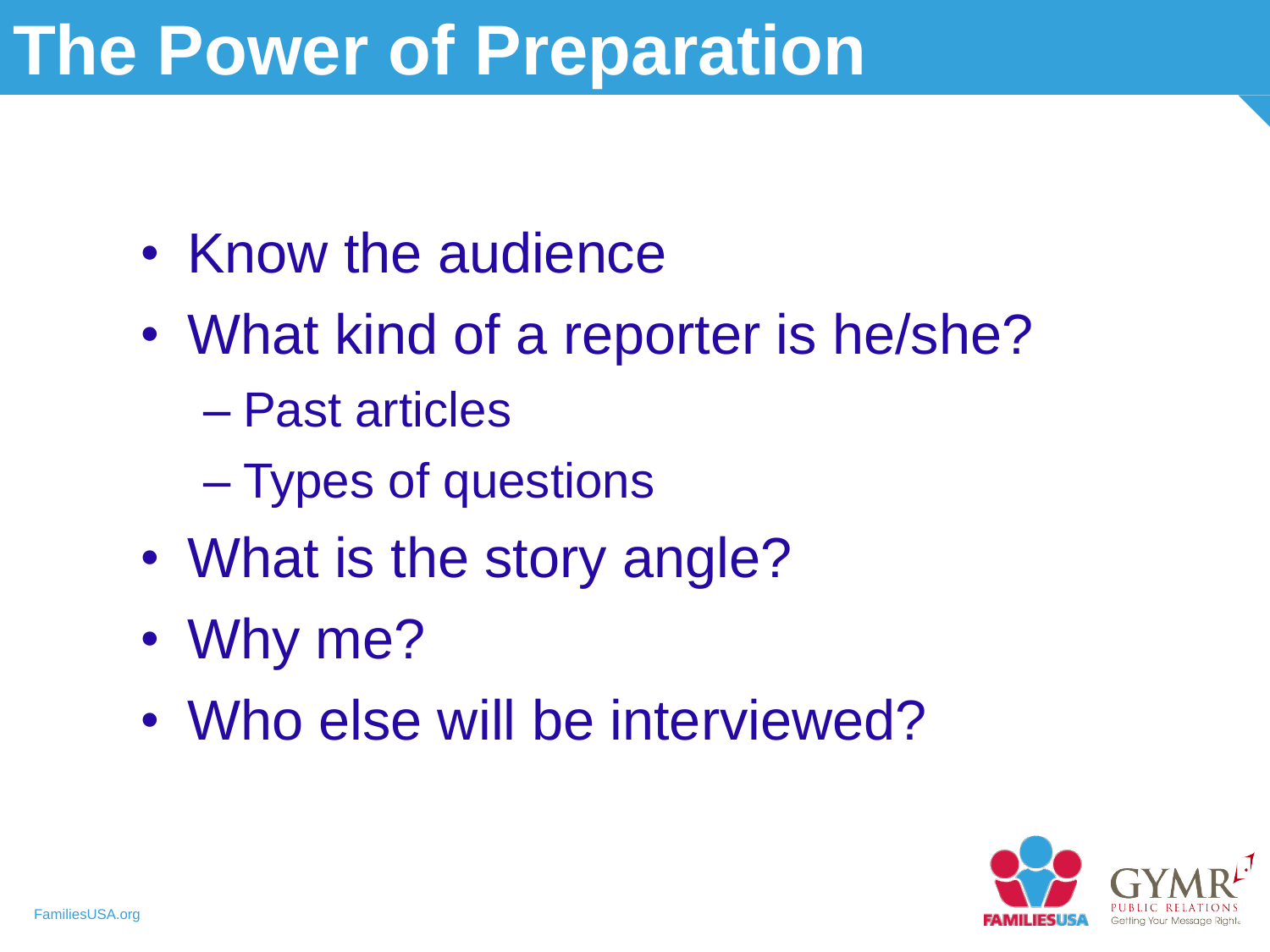# The Power of Preparation

- Know the audience
- What kind of a reporter is he/she?
  - Past articles
  - Types of questions
- What is the story angle?
- Why me?
- Who else will be interviewed?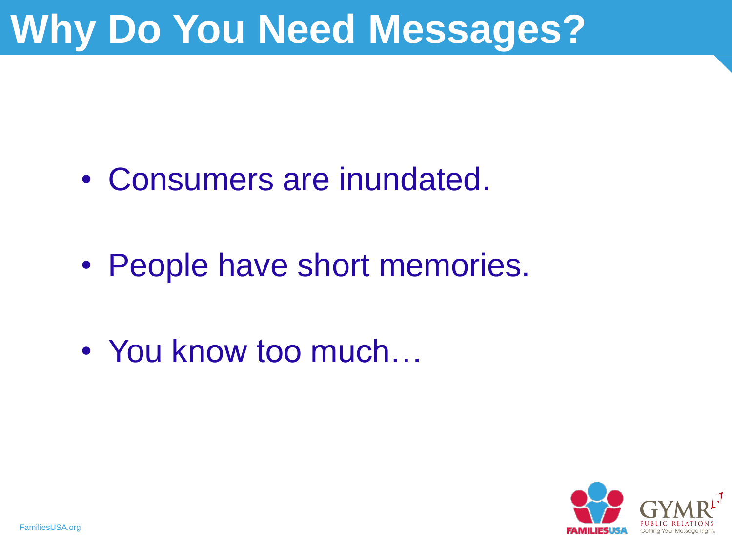# Why Do You Need Messages?

- Consumers are inundated.
- People have short memories.
- You know too much…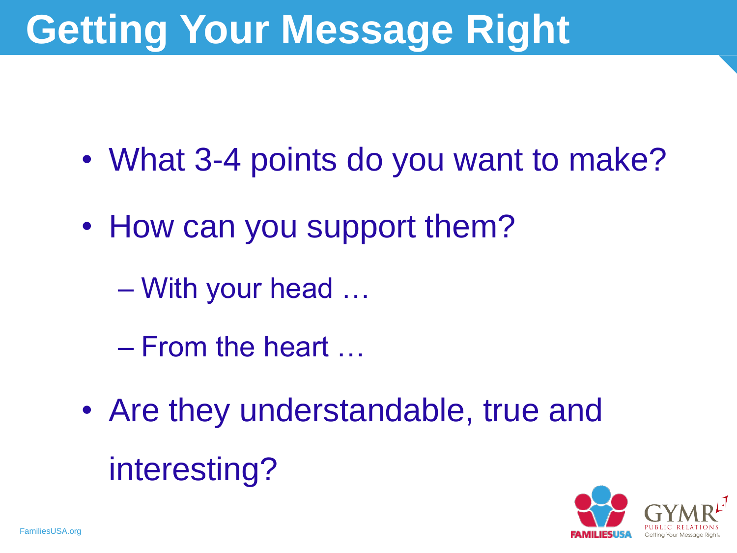# Getting Your Message Right

- What 3-4 points do you want to make?
- How can you support them?
  - With your head …
  - From the heart …
- Are they understandable, true and interesting?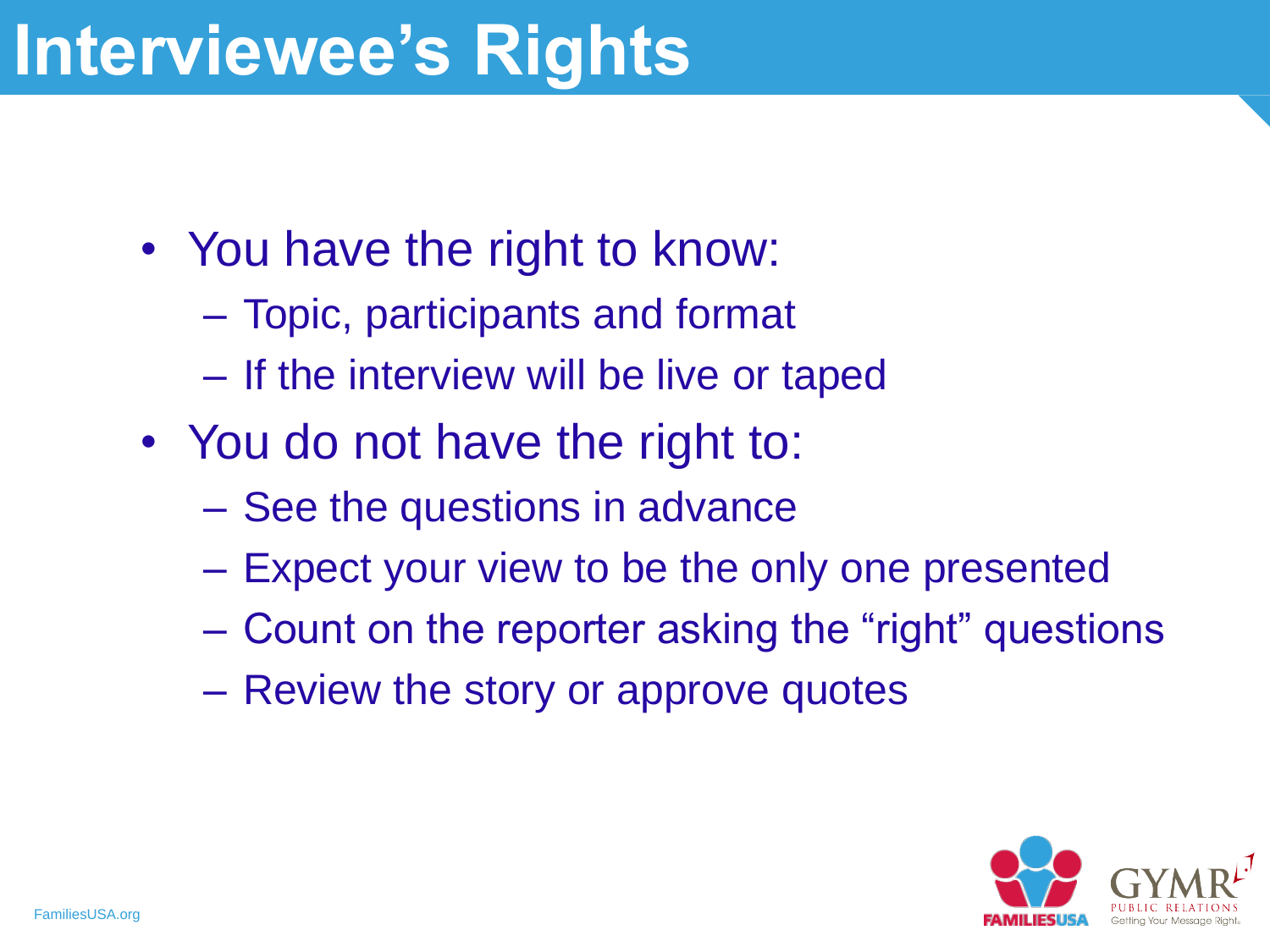# Interviewee's Rights

- You have the right to know:
  - Topic, participants and format
  - If the interview will be live or taped
- You do not have the right to:
  - See the questions in advance
  - Expect your view to be the only one presented
  - Count on the reporter asking the "right" questions
  - Review the story or approve quotes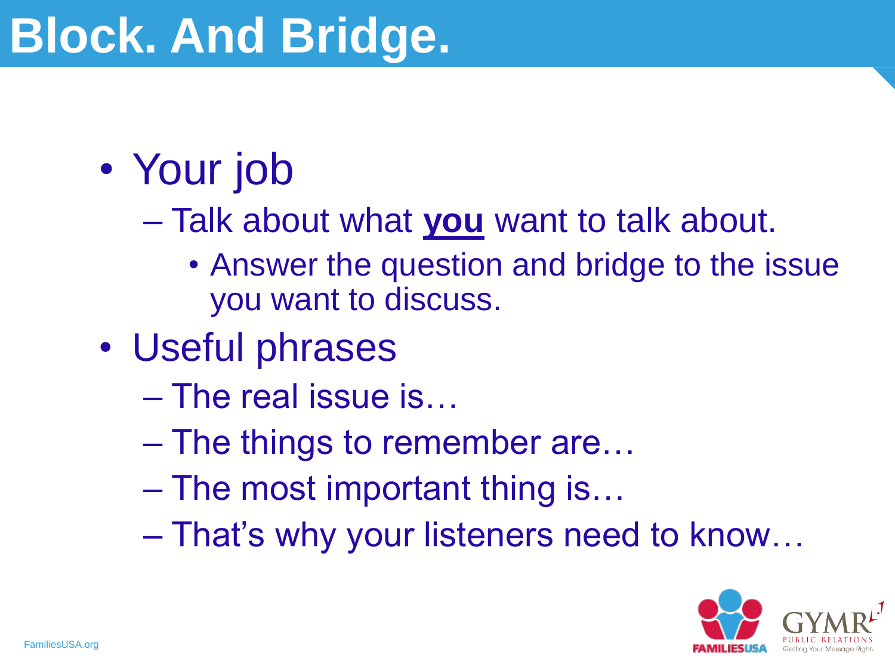# Block. And Bridge.

- Your job
  - Talk about what **you** want to talk about.
    - Answer the question and bridge to the issue you want to discuss.
- Useful phrases
  - The real issue is…
  - The things to remember are…
  - The most important thing is…
  - That's why your listeners need to know…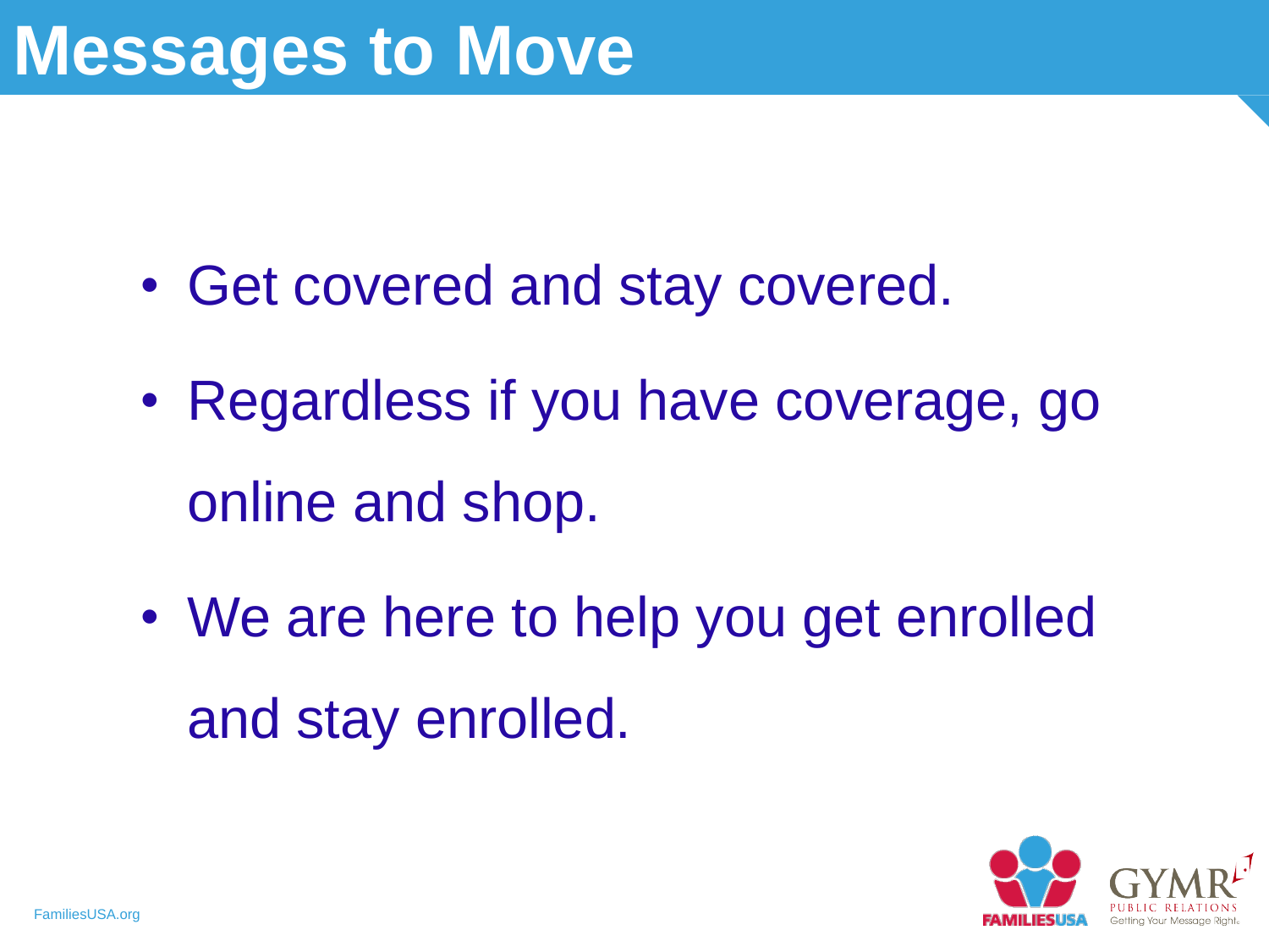# Messages to Move

- Get covered and stay covered.
- Regardless if you have coverage, go online and shop.
- We are here to help you get enrolled and stay enrolled.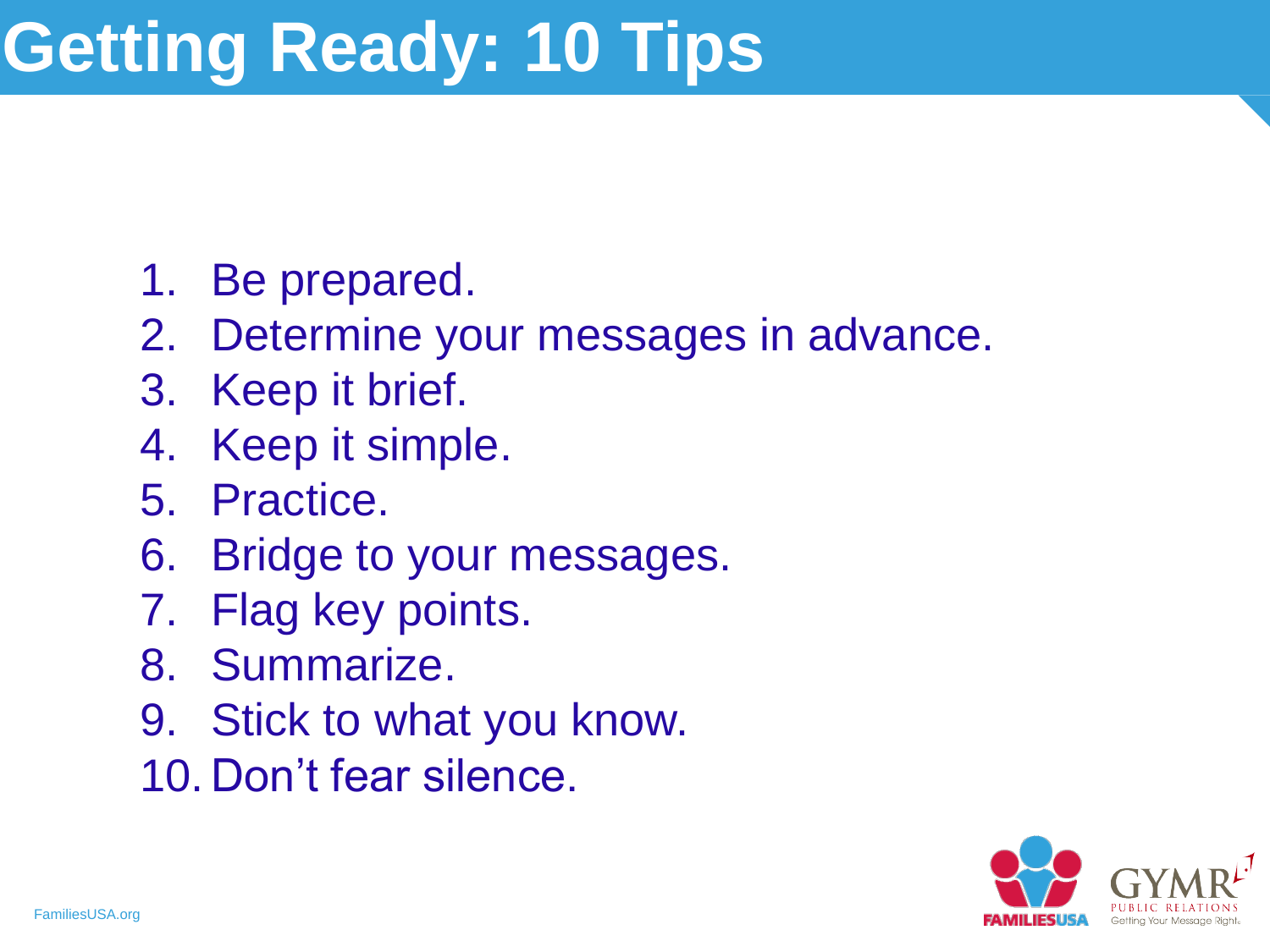# Getting Ready: 10 Tips

1. Be prepared.
2. Determine your messages in advance.
3. Keep it brief.
4. Keep it simple.
5. Practice.
6. Bridge to your messages.
7. Flag key points.
8. Summarize.
9. Stick to what you know.
10. Don't fear silence.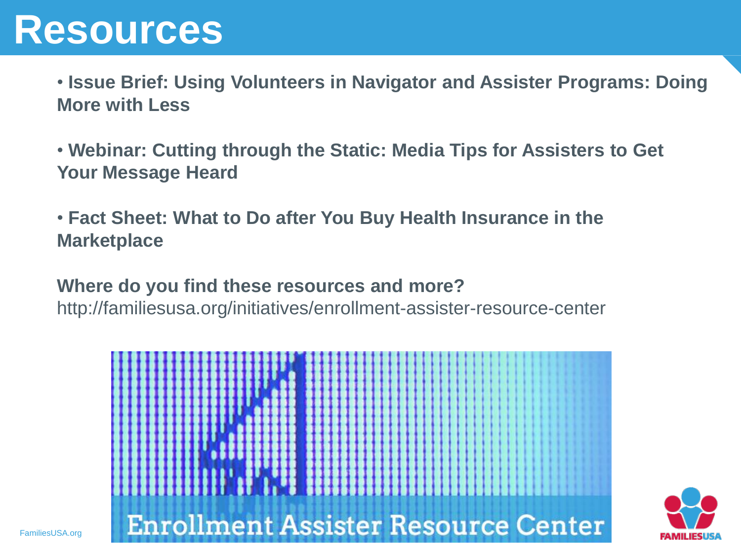# Resources

- **Issue Brief: Using Volunteers in Navigator and Assister Programs: Doing More with Less**
- **Webinar: Cutting through the Static: Media Tips for Assisters to Get Your Message Heard**
- **Fact Sheet: What to Do after You Buy Health Insurance in the Marketplace**

**Where do you find these resources and more?**
http://familiesusa.org/initiatives/enrollment-assister-resource-center

Enrollment Assister Resource Center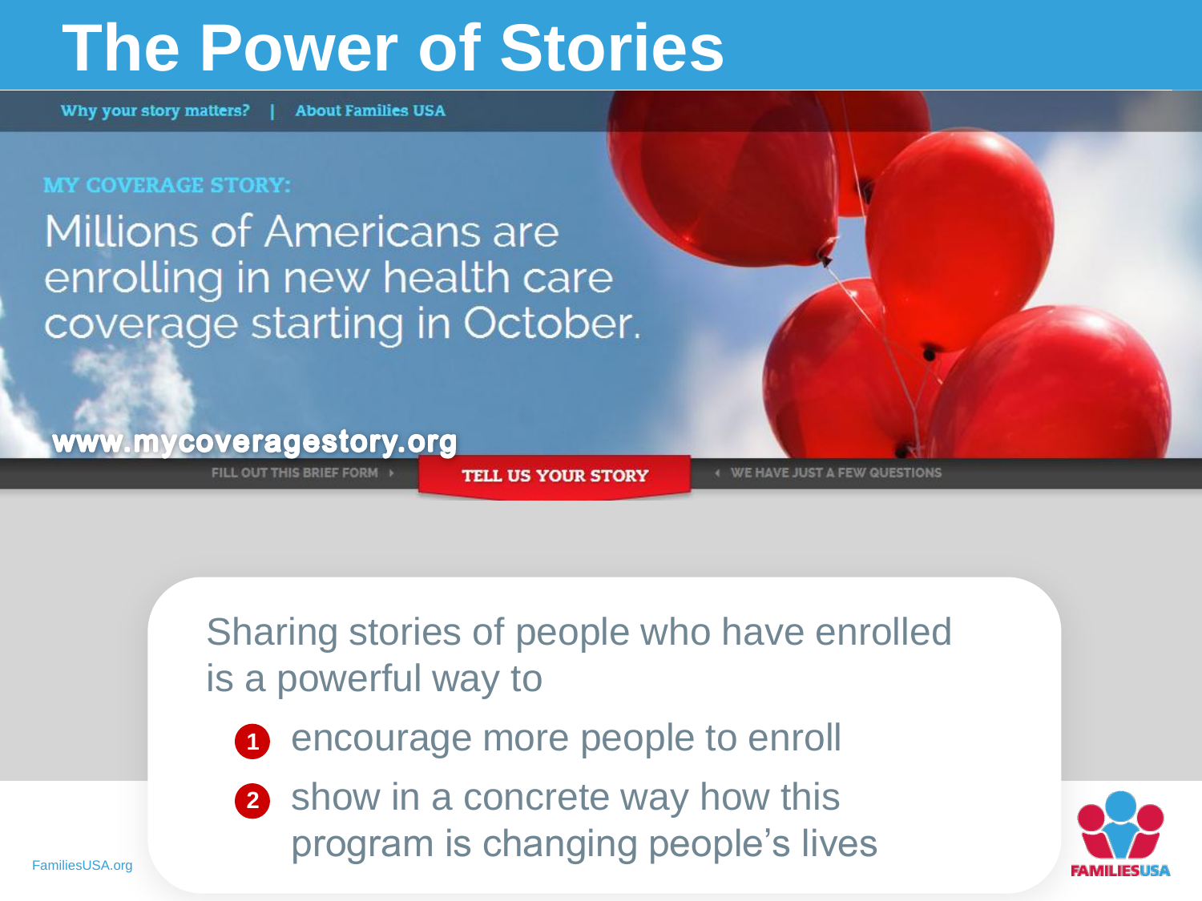# The Power of Stories

Why your story matters? | About Families USA

MY COVERAGE STORY:

Millions of Americans are enrolling in new health care coverage starting in October.

www.mycoveragestory.org

FILL OUT THIS BRIEF FORM ▸ TELL US YOUR STORY ◂ WE HAVE JUST A FEW QUESTIONS

Sharing stories of people who have enrolled is a powerful way to

1. encourage more people to enroll
2. show in a concrete way how this program is changing people's lives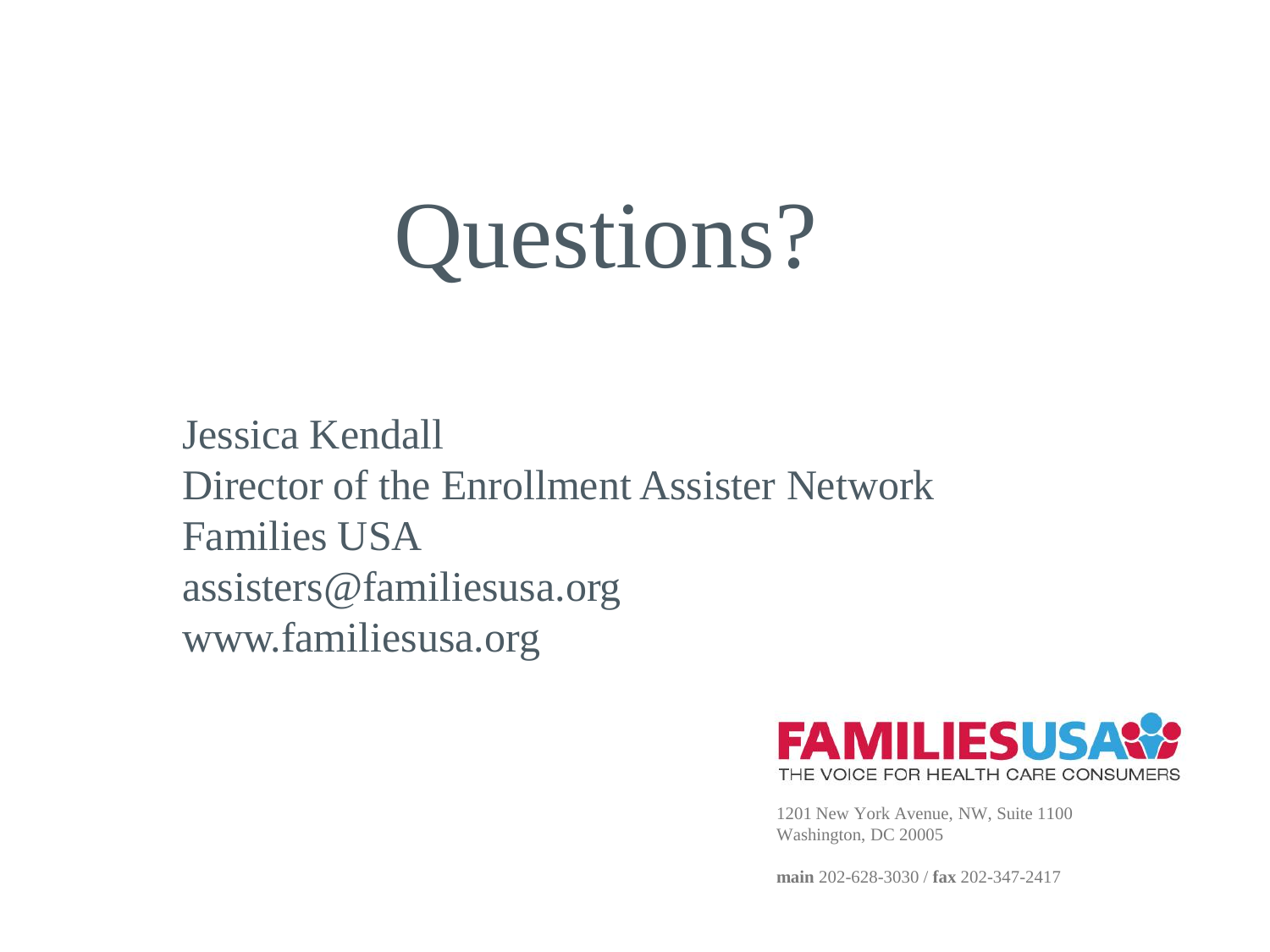# Questions?

Jessica Kendall
Director of the Enrollment Assister Network
Families USA
assisters@familiesusa.org
www.familiesusa.org

FAMILIESUSA
THE VOICE FOR HEALTH CARE CONSUMERS

1201 New York Avenue, NW, Suite 1100
Washington, DC 20005

**main** 202-628-3030 / **fax** 202-347-2417